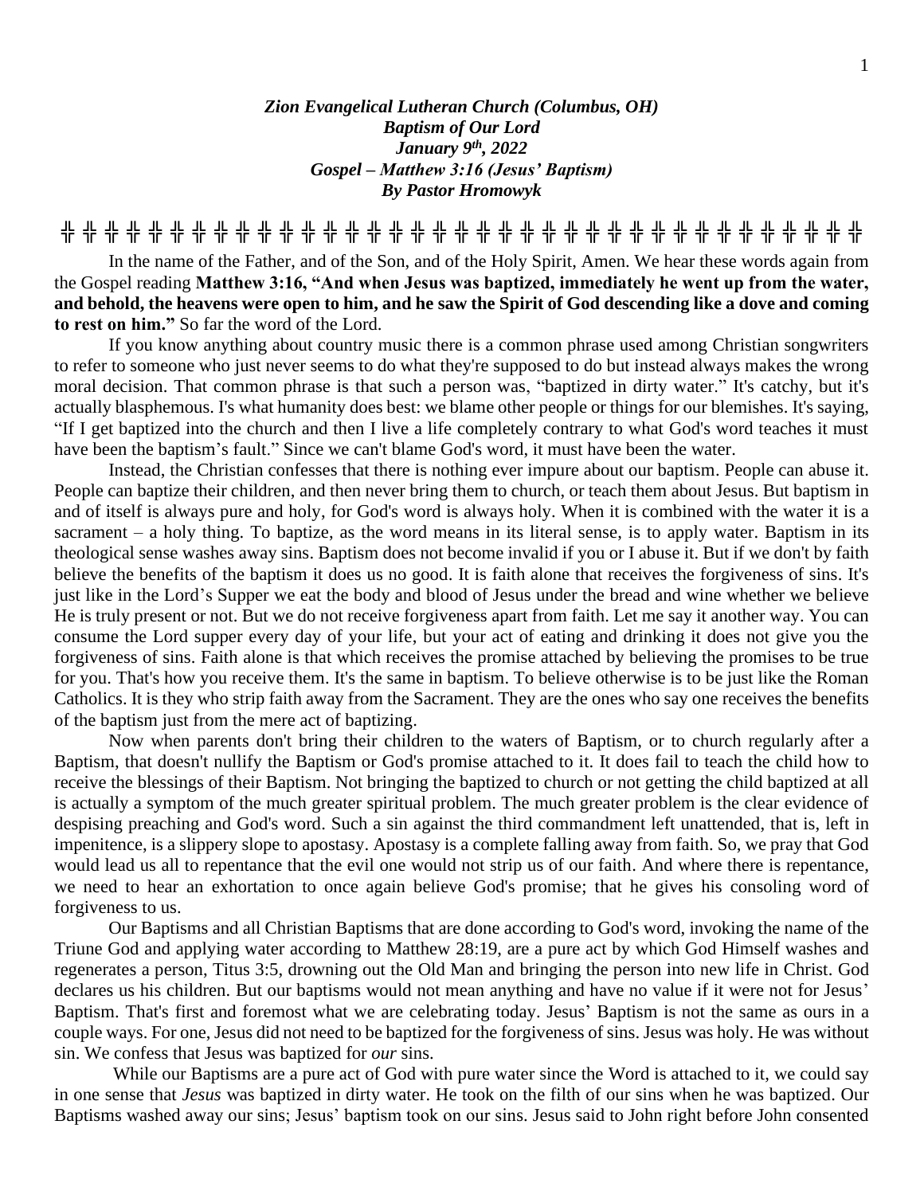***Zion Evangelical Lutheran Church (Columbus, OH)***
***Baptism of Our Lord***
***January 9th, 2022***
***Gospel – Matthew 3:16 (Jesus' Baptism)***
***By Pastor Hromowyk***

╬ ╬ ╬ ╬ ╬ ╬ ╬ ╬ ╬ ╬ ╬ ╬ ╬ ╬ ╬ ╬ ╬ ╬ ╬ ╬ ╬ ╬ ╬ ╬ ╬ ╬ ╬ ╬ ╬ ╬ ╬ ╬ ╬ ╬ ╬ ╬ ╬ ╬ ╬ ╬ ╬

In the name of the Father, and of the Son, and of the Holy Spirit, Amen. We hear these words again from the Gospel reading **Matthew 3:16, "And when Jesus was baptized, immediately he went up from the water, and behold, the heavens were open to him, and he saw the Spirit of God descending like a dove and coming to rest on him."** So far the word of the Lord.

If you know anything about country music there is a common phrase used among Christian songwriters to refer to someone who just never seems to do what they're supposed to do but instead always makes the wrong moral decision. That common phrase is that such a person was, "baptized in dirty water." It's catchy, but it's actually blasphemous. I's what humanity does best: we blame other people or things for our blemishes. It's saying, "If I get baptized into the church and then I live a life completely contrary to what God's word teaches it must have been the baptism's fault." Since we can't blame God's word, it must have been the water.

Instead, the Christian confesses that there is nothing ever impure about our baptism. People can abuse it. People can baptize their children, and then never bring them to church, or teach them about Jesus. But baptism in and of itself is always pure and holy, for God's word is always holy. When it is combined with the water it is a sacrament – a holy thing. To baptize, as the word means in its literal sense, is to apply water. Baptism in its theological sense washes away sins. Baptism does not become invalid if you or I abuse it. But if we don't by faith believe the benefits of the baptism it does us no good. It is faith alone that receives the forgiveness of sins. It's just like in the Lord's Supper we eat the body and blood of Jesus under the bread and wine whether we believe He is truly present or not. But we do not receive forgiveness apart from faith. Let me say it another way. You can consume the Lord supper every day of your life, but your act of eating and drinking it does not give you the forgiveness of sins. Faith alone is that which receives the promise attached by believing the promises to be true for you. That's how you receive them. It's the same in baptism. To believe otherwise is to be just like the Roman Catholics. It is they who strip faith away from the Sacrament. They are the ones who say one receives the benefits of the baptism just from the mere act of baptizing.

Now when parents don't bring their children to the waters of Baptism, or to church regularly after a Baptism, that doesn't nullify the Baptism or God's promise attached to it. It does fail to teach the child how to receive the blessings of their Baptism. Not bringing the baptized to church or not getting the child baptized at all is actually a symptom of the much greater spiritual problem. The much greater problem is the clear evidence of despising preaching and God's word. Such a sin against the third commandment left unattended, that is, left in impenitence, is a slippery slope to apostasy. Apostasy is a complete falling away from faith. So, we pray that God would lead us all to repentance that the evil one would not strip us of our faith. And where there is repentance, we need to hear an exhortation to once again believe God's promise; that he gives his consoling word of forgiveness to us.

Our Baptisms and all Christian Baptisms that are done according to God's word, invoking the name of the Triune God and applying water according to Matthew 28:19, are a pure act by which God Himself washes and regenerates a person, Titus 3:5, drowning out the Old Man and bringing the person into new life in Christ. God declares us his children. But our baptisms would not mean anything and have no value if it were not for Jesus' Baptism. That's first and foremost what we are celebrating today. Jesus' Baptism is not the same as ours in a couple ways. For one, Jesus did not need to be baptized for the forgiveness of sins. Jesus was holy. He was without sin. We confess that Jesus was baptized for *our* sins.

While our Baptisms are a pure act of God with pure water since the Word is attached to it, we could say in one sense that *Jesus* was baptized in dirty water. He took on the filth of our sins when he was baptized. Our Baptisms washed away our sins; Jesus' baptism took on our sins. Jesus said to John right before John consented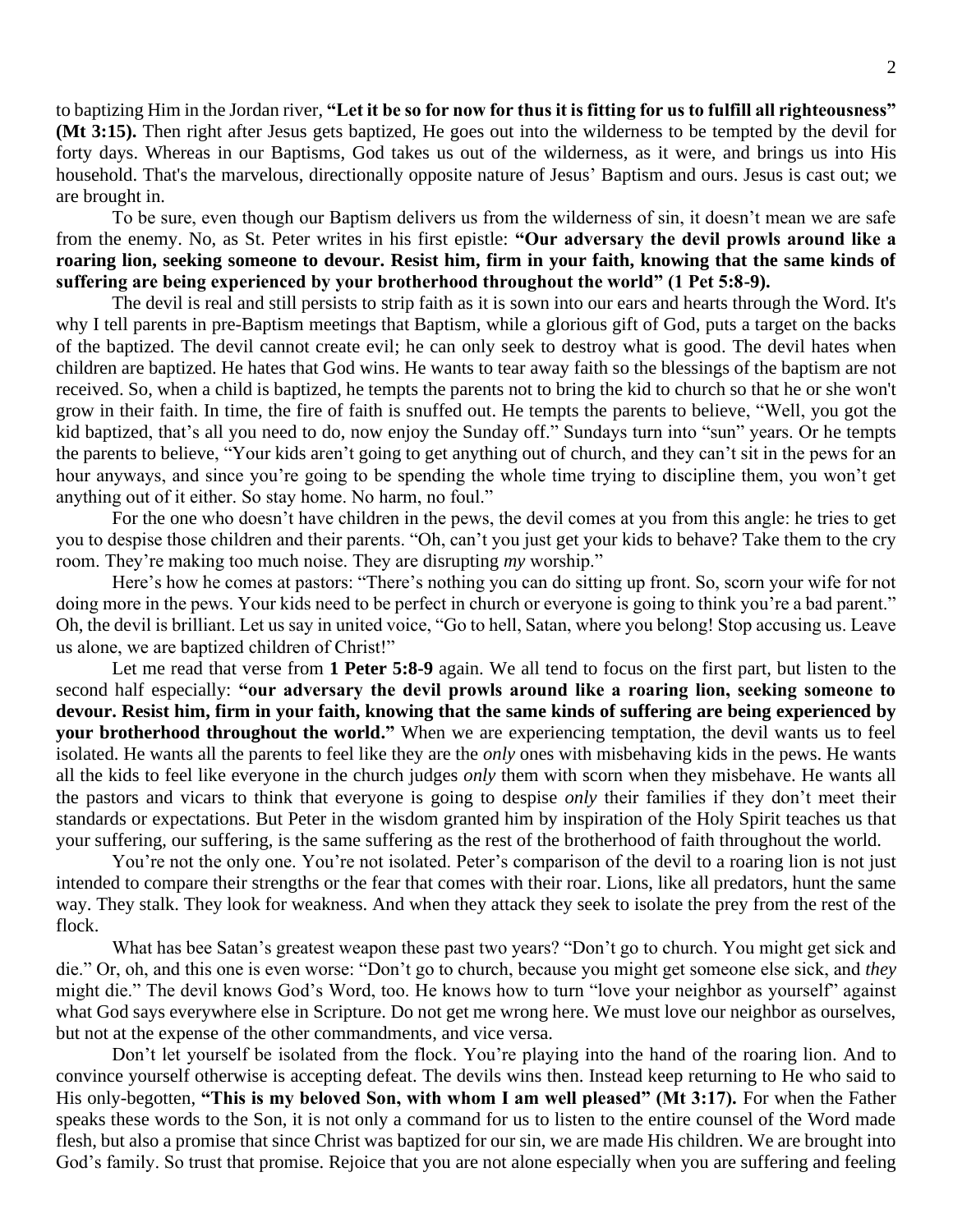to baptizing Him in the Jordan river, **"Let it be so for now for thus it is fitting for us to fulfill all righteousness" (Mt 3:15).** Then right after Jesus gets baptized, He goes out into the wilderness to be tempted by the devil for forty days. Whereas in our Baptisms, God takes us out of the wilderness, as it were, and brings us into His household. That's the marvelous, directionally opposite nature of Jesus' Baptism and ours. Jesus is cast out; we are brought in.

To be sure, even though our Baptism delivers us from the wilderness of sin, it doesn't mean we are safe from the enemy. No, as St. Peter writes in his first epistle: **"Our adversary the devil prowls around like a roaring lion, seeking someone to devour. Resist him, firm in your faith, knowing that the same kinds of suffering are being experienced by your brotherhood throughout the world" (1 Pet 5:8-9).**

The devil is real and still persists to strip faith as it is sown into our ears and hearts through the Word. It's why I tell parents in pre-Baptism meetings that Baptism, while a glorious gift of God, puts a target on the backs of the baptized. The devil cannot create evil; he can only seek to destroy what is good. The devil hates when children are baptized. He hates that God wins. He wants to tear away faith so the blessings of the baptism are not received. So, when a child is baptized, he tempts the parents not to bring the kid to church so that he or she won't grow in their faith. In time, the fire of faith is snuffed out. He tempts the parents to believe, "Well, you got the kid baptized, that's all you need to do, now enjoy the Sunday off." Sundays turn into "sun" years. Or he tempts the parents to believe, "Your kids aren't going to get anything out of church, and they can't sit in the pews for an hour anyways, and since you're going to be spending the whole time trying to discipline them, you won't get anything out of it either. So stay home. No harm, no foul."

For the one who doesn't have children in the pews, the devil comes at you from this angle: he tries to get you to despise those children and their parents. "Oh, can't you just get your kids to behave? Take them to the cry room. They're making too much noise. They are disrupting *my* worship."

Here's how he comes at pastors: "There's nothing you can do sitting up front. So, scorn your wife for not doing more in the pews. Your kids need to be perfect in church or everyone is going to think you're a bad parent." Oh, the devil is brilliant. Let us say in united voice, "Go to hell, Satan, where you belong! Stop accusing us. Leave us alone, we are baptized children of Christ!"

Let me read that verse from **1 Peter 5:8-9** again. We all tend to focus on the first part, but listen to the second half especially: **"our adversary the devil prowls around like a roaring lion, seeking someone to devour. Resist him, firm in your faith, knowing that the same kinds of suffering are being experienced by your brotherhood throughout the world."** When we are experiencing temptation, the devil wants us to feel isolated. He wants all the parents to feel like they are the *only* ones with misbehaving kids in the pews. He wants all the kids to feel like everyone in the church judges *only* them with scorn when they misbehave. He wants all the pastors and vicars to think that everyone is going to despise *only* their families if they don't meet their standards or expectations. But Peter in the wisdom granted him by inspiration of the Holy Spirit teaches us that your suffering, our suffering, is the same suffering as the rest of the brotherhood of faith throughout the world.

You're not the only one. You're not isolated. Peter's comparison of the devil to a roaring lion is not just intended to compare their strengths or the fear that comes with their roar. Lions, like all predators, hunt the same way. They stalk. They look for weakness. And when they attack they seek to isolate the prey from the rest of the flock.

What has bee Satan's greatest weapon these past two years? "Don't go to church. You might get sick and die." Or, oh, and this one is even worse: "Don't go to church, because you might get someone else sick, and *they* might die." The devil knows God's Word, too. He knows how to turn "love your neighbor as yourself" against what God says everywhere else in Scripture. Do not get me wrong here. We must love our neighbor as ourselves, but not at the expense of the other commandments, and vice versa.

Don't let yourself be isolated from the flock. You're playing into the hand of the roaring lion. And to convince yourself otherwise is accepting defeat. The devils wins then. Instead keep returning to He who said to His only-begotten, **"This is my beloved Son, with whom I am well pleased" (Mt 3:17).** For when the Father speaks these words to the Son, it is not only a command for us to listen to the entire counsel of the Word made flesh, but also a promise that since Christ was baptized for our sin, we are made His children. We are brought into God's family. So trust that promise. Rejoice that you are not alone especially when you are suffering and feeling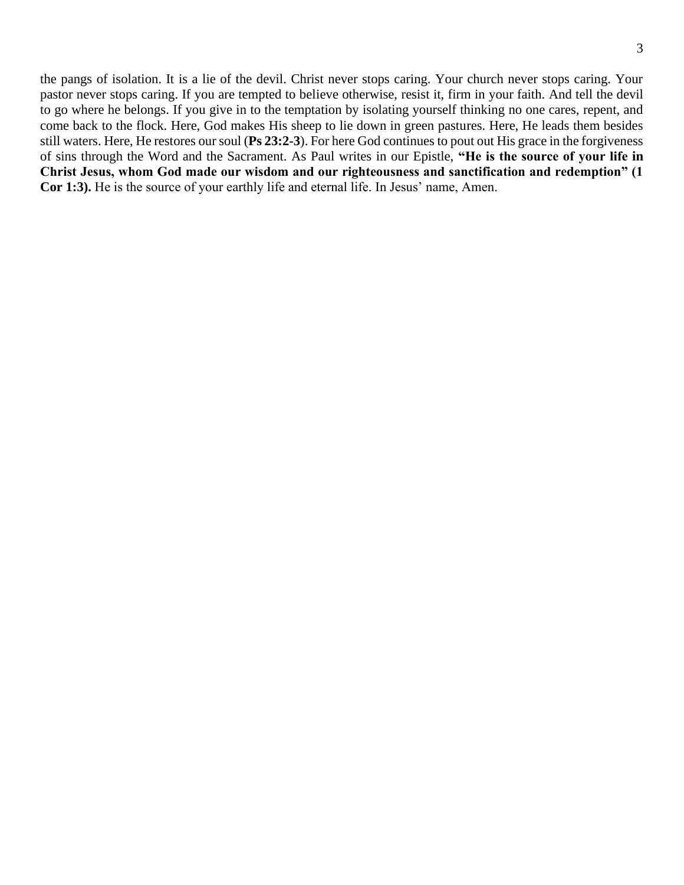the pangs of isolation. It is a lie of the devil. Christ never stops caring. Your church never stops caring. Your pastor never stops caring. If you are tempted to believe otherwise, resist it, firm in your faith. And tell the devil to go where he belongs. If you give in to the temptation by isolating yourself thinking no one cares, repent, and come back to the flock. Here, God makes His sheep to lie down in green pastures. Here, He leads them besides still waters. Here, He restores our soul (**Ps 23:2-3**). For here God continues to pout out His grace in the forgiveness of sins through the Word and the Sacrament. As Paul writes in our Epistle, **"He is the source of your life in Christ Jesus, whom God made our wisdom and our righteousness and sanctification and redemption" (1 Cor 1:3).** He is the source of your earthly life and eternal life. In Jesus' name, Amen.